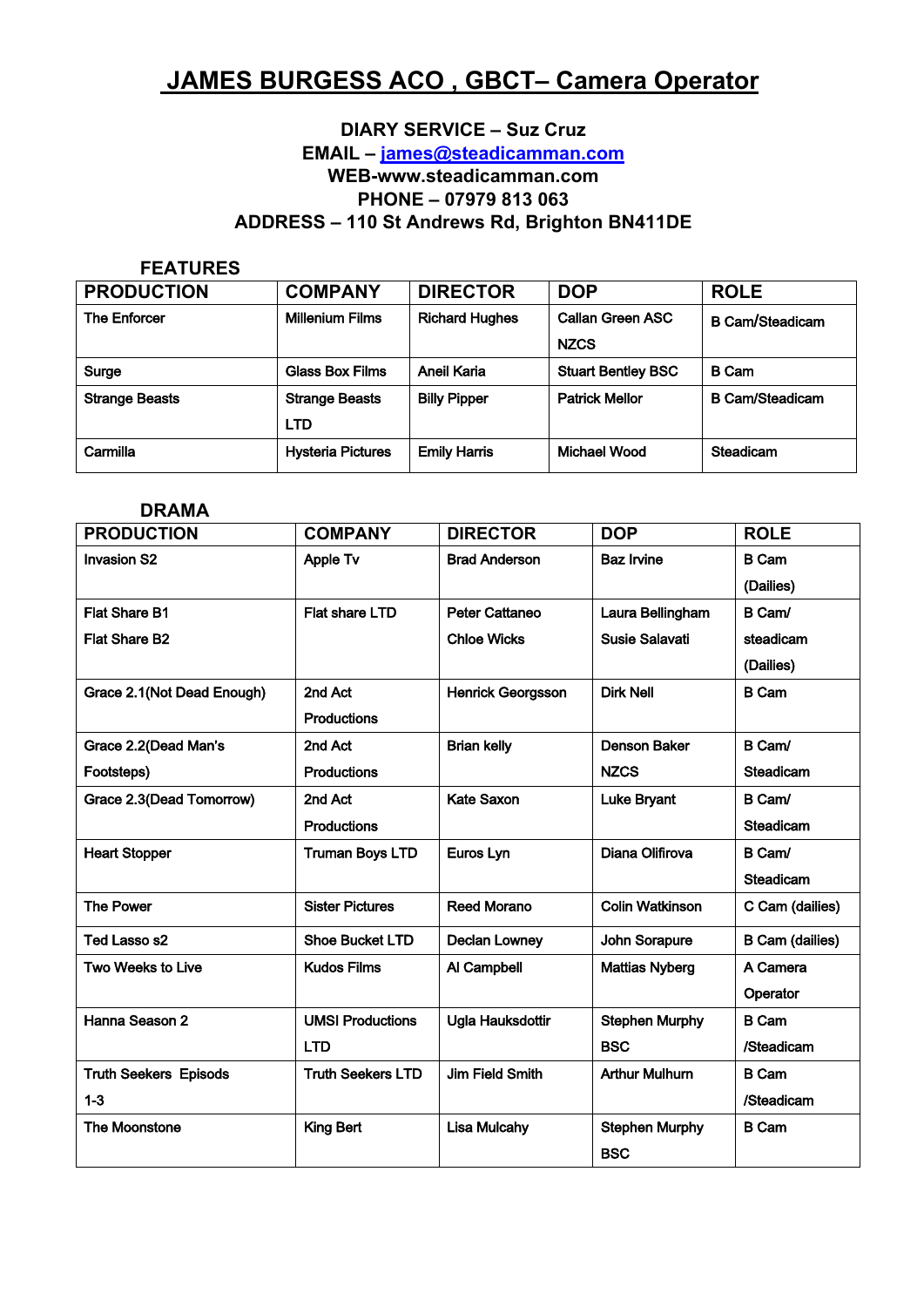# JAMES BURGESS ACO , GBCT– Camera Operator

**DIARY SERVICE – Suz Cruz**
**EMAIL – [james@steadicamman.com](mailto:james@steadicamman.com)**
**WEB-www.steadicamman.com**
**PHONE – 07979 813 063**
**ADDRESS – 110 St Andrews Rd, Brighton BN411DE**

## FEATURES

| PRODUCTION | COMPANY | DIRECTOR | DOP | ROLE |
|---|---|---|---|---|
| The Enforcer | Millenium Films | Richard Hughes | Callan Green ASC NZCS | B Cam/Steadicam |
| Surge | Glass Box Films | Aneil Karia | Stuart Bentley BSC | B Cam |
| Strange Beasts | Strange Beasts LTD | Billy Pipper | Patrick Mellor | B Cam/Steadicam |
| Carmilla | Hysteria Pictures | Emily Harris | Michael Wood | Steadicam |

## DRAMA

| PRODUCTION | COMPANY | DIRECTOR | DOP | ROLE |
|---|---|---|---|---|
| Invasion S2 | Apple Tv | Brad Anderson | Baz Irvine | B Cam (Dailies) |
| Flat Share B1<br>Flat Share B2 | Flat share LTD | Peter Cattaneo<br>Chloe Wicks | Laura Bellingham<br>Susie Salavati | B Cam/ steadicam (Dailies) |
| Grace 2.1(Not Dead Enough) | 2nd Act Productions | Henrick Georgsson | Dirk Nell | B Cam |
| Grace 2.2(Dead Man's Footsteps) | 2nd Act Productions | Brian kelly | Denson Baker NZCS | B Cam/ Steadicam |
| Grace 2.3(Dead Tomorrow) | 2nd Act Productions | Kate Saxon | Luke Bryant | B Cam/ Steadicam |
| Heart Stopper | Truman Boys LTD | Euros Lyn | Diana Olifirova | B Cam/ Steadicam |
| The Power | Sister Pictures | Reed Morano | Colin Watkinson | C Cam (dailies) |
| Ted Lasso s2 | Shoe Bucket LTD | Declan Lowney | John Sorapure | B Cam (dailies) |
| Two Weeks to Live | Kudos Films | Al Campbell | Mattias Nyberg | A Camera Operator |
| Hanna Season 2 | UMSI Productions LTD | Ugla Hauksdottir | Stephen Murphy BSC | B Cam /Steadicam |
| Truth Seekers Episods 1-3 | Truth Seekers LTD | Jim Field Smith | Arthur Mulhurn | B Cam /Steadicam |
| The Moonstone | King Bert | Lisa Mulcahy | Stephen Murphy BSC | B Cam |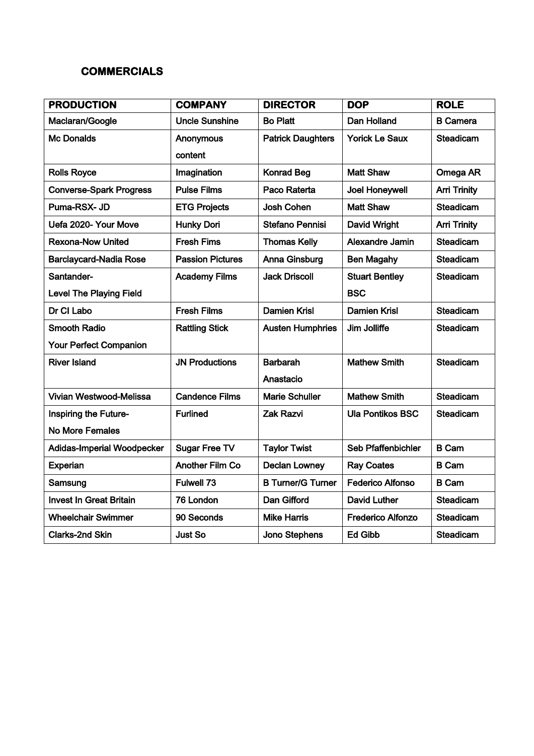## COMMERCIALS

| PRODUCTION | COMPANY | DIRECTOR | DOP | ROLE |
|---|---|---|---|---|
| Maclaran/Google | Uncle Sunshine | Bo Platt | Dan Holland | B Camera |
| Mc Donalds | Anonymous content | Patrick Daughters | Yorick Le Saux | Steadicam |
| Rolls Royce | Imagination | Konrad Beg | Matt Shaw | Omega AR |
| Converse-Spark Progress | Pulse Films | Paco Raterta | Joel Honeywell | Arri Trinity |
| Puma-RSX- JD | ETG Projects | Josh Cohen | Matt Shaw | Steadicam |
| Uefa 2020- Your Move | Hunky Dori | Stefano Pennisi | David Wright | Arri Trinity |
| Rexona-Now United | Fresh Fims | Thomas Kelly | Alexandre Jamin | Steadicam |
| Barclaycard-Nadia Rose | Passion Pictures | Anna Ginsburg | Ben Magahy | Steadicam |
| Santander- Level The Playing Field | Academy Films | Jack Driscoll | Stuart Bentley BSC | Steadicam |
| Dr Cl Labo | Fresh Films | Damien Krisl | Damien Krisl | Steadicam |
| Smooth Radio Your Perfect Companion | Rattling Stick | Austen Humphries | Jim Jolliffe | Steadicam |
| River Island | JN Productions | Barbarah Anastacio | Mathew Smith | Steadicam |
| Vivian Westwood-Melissa | Candence Films | Marie Schuller | Mathew Smith | Steadicam |
| Inspiring the Future- No More Females | Furlined | Zak Razvi | Ula Pontikos BSC | Steadicam |
| Adidas-Imperial Woodpecker | Sugar Free TV | Taylor Twist | Seb Pfaffenbichler | B Cam |
| Experian | Another Film Co | Declan Lowney | Ray Coates | B Cam |
| Samsung | Fulwell 73 | B Turner/G Turner | Federico Alfonso | B Cam |
| Invest In Great Britain | 76 London | Dan Gifford | David Luther | Steadicam |
| Wheelchair Swimmer | 90 Seconds | Mike Harris | Frederico Alfonzo | Steadicam |
| Clarks-2nd Skin | Just So | Jono Stephens | Ed Gibb | Steadicam |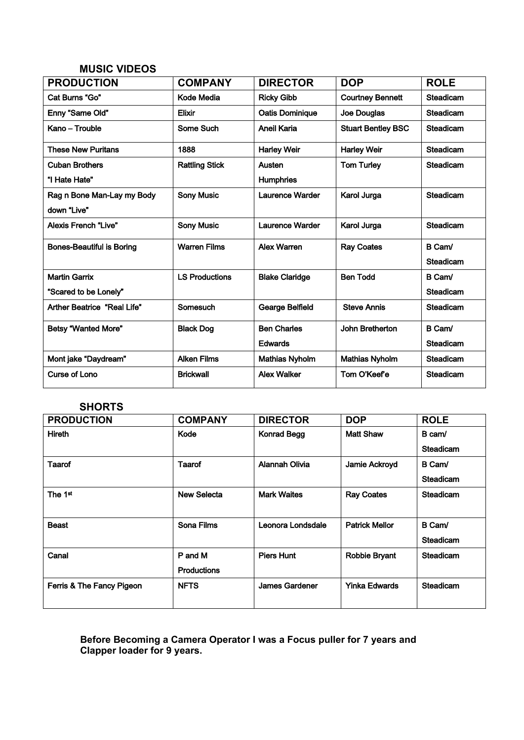## MUSIC VIDEOS

| PRODUCTION | COMPANY | DIRECTOR | DOP | ROLE |
| --- | --- | --- | --- | --- |
| Cat Burns "Go" | Kode Media | Ricky Gibb | Courtney Bennett | Steadicam |
| Enny "Same Old" | Elixir | Oatis Dominique | Joe Douglas | Steadicam |
| Kano – Trouble | Some Such | Aneil Karia | Stuart Bentley BSC | Steadicam |
| These New Puritans | 1888 | Harley Weir | Harley Weir | Steadicam |
| Cuban Brothers "I Hate Hate" | Rattling Stick | Austen Humphries | Tom Turley | Steadicam |
| Rag n Bone Man-Lay my Body down "Live" | Sony Music | Laurence Warder | Karol Jurga | Steadicam |
| Alexis French "Live" | Sony Music | Laurence Warder | Karol Jurga | Steadicam |
| Bones-Beautiful is Boring | Warren Films | Alex Warren | Ray Coates | B Cam/ Steadicam |
| Martin Garrix "Scared to be Lonely" | LS Productions | Blake Claridge | Ben Todd | B Cam/ Steadicam |
| Arther Beatrice "Real Life" | Somesuch | Gearge Belfield | Steve Annis | Steadicam |
| Betsy "Wanted More" | Black Dog | Ben Charles Edwards | John Bretherton | B Cam/ Steadicam |
| Mont jake "Daydream" | Alken Films | Mathias Nyholm | Mathias Nyholm | Steadicam |
| Curse of Lono | Brickwall | Alex Walker | Tom O'Keef'e | Steadicam |

## SHORTS

| PRODUCTION | COMPANY | DIRECTOR | DOP | ROLE |
| --- | --- | --- | --- | --- |
| Hireth | Kode | Konrad Begg | Matt Shaw | B cam/ Steadicam |
| Taarof | Taarof | Alannah Olivia | Jamie Ackroyd | B Cam/ Steadicam |
| The 1st | New Selecta | Mark Waites | Ray Coates | Steadicam |
| Beast | Sona Films | Leonora Lonsdale | Patrick Mellor | B Cam/ Steadicam |
| Canal | P and M Productions | Piers Hunt | Robbie Bryant | Steadicam |
| Ferris & The Fancy Pigeon | NFTS | James Gardener | Yinka Edwards | Steadicam |

**Before Becoming a Camera Operator I was a Focus puller for 7 years and Clapper loader for 9 years.**